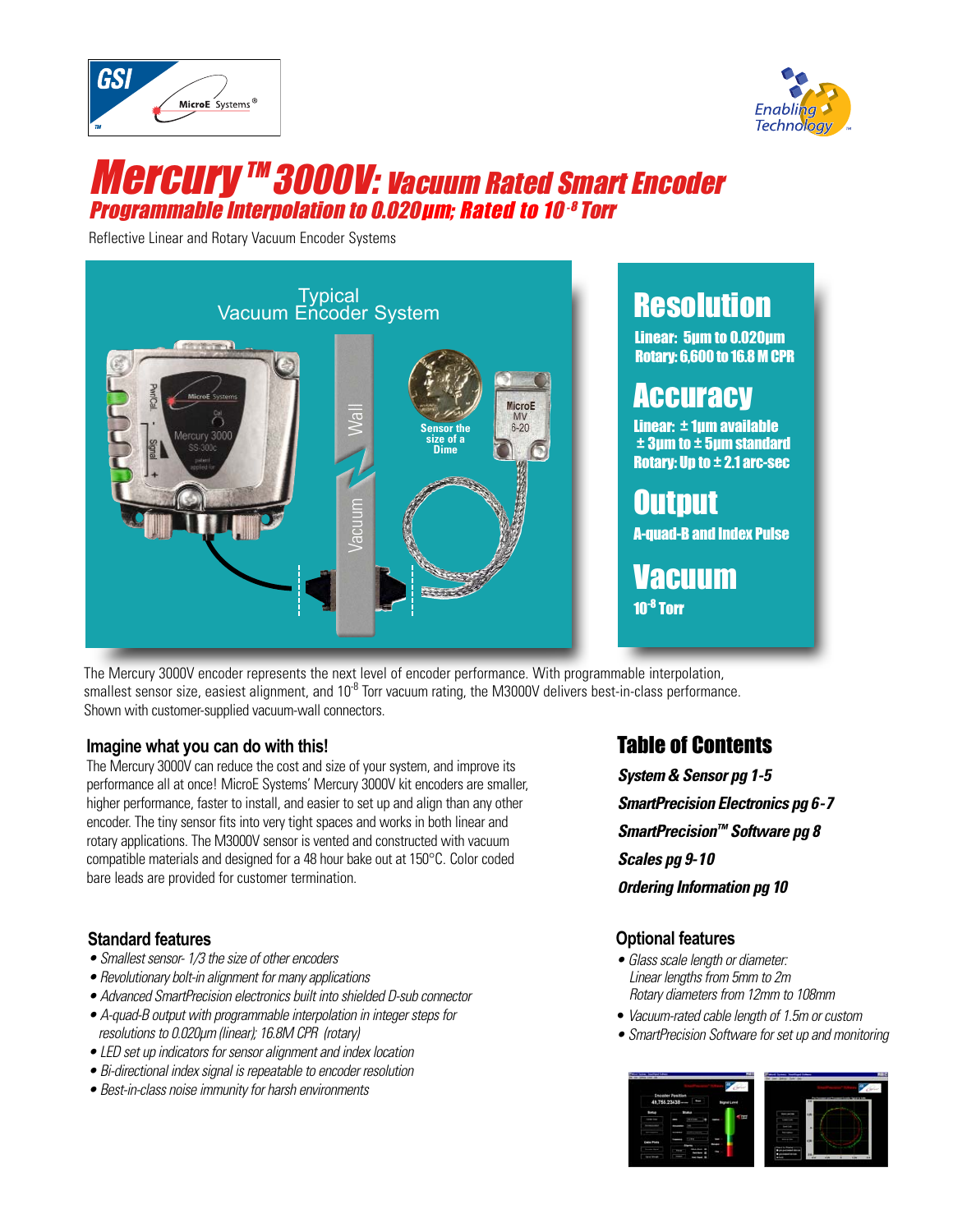# Mercury™ 3000V: Vacuum Rated Smart Encoder

## Programmable Interpolation to 0.020µm; Rated to $10^{-8}$ Torr

Reflective Linear and Rotary Vacuum Encoder Systems

Typical Vacuum Encoder System

Wall

Vacuum

Sensor the size of a Dime

## Resolution

**Linear: 5µm to 0.020µm**
**Rotary: 6,600 to 16.8 M CPR**

## Accuracy

**Linear: ± 1µm available**
**± 3µm to ± 5µm standard**
**Rotary: Up to ± 2.1 arc-sec**

## Output

**A-quad-B and Index Pulse**

## Vacuum

**$10^{-8}$ Torr**

The Mercury 3000V encoder represents the next level of encoder performance. With programmable interpolation, smallest sensor size, easiest alignment, and $10^{-8}$ Torr vacuum rating, the M3000V delivers best-in-class performance. Shown with customer-supplied vacuum-wall connectors.

### Imagine what you can do with this!

The Mercury 3000V can reduce the cost and size of your system, and improve its performance all at once! MicroE Systems' Mercury 3000V kit encoders are smaller, higher performance, faster to install, and easier to set up and align than any other encoder. The tiny sensor fits into very tight spaces and works in both linear and rotary applications. The M3000V sensor is vented and constructed with vacuum compatible materials and designed for a 48 hour bake out at 150°C. Color coded bare leads are provided for customer termination.

### Standard features

- *Smallest sensor- 1/3 the size of other encoders*
- *Revolutionary bolt-in alignment for many applications*
- *Advanced SmartPrecision electronics built into shielded D-sub connector*
- *A-quad-B output with programmable interpolation in integer steps for resolutions to 0.020µm (linear); 16.8M CPR (rotary)*
- *LED set up indicators for sensor alignment and index location*
- *Bi-directional index signal is repeatable to encoder resolution*
- *Best-in-class noise immunity for harsh environments*

## Table of Contents

***System & Sensor pg 1-5***
***SmartPrecision Electronics pg 6-7***
***SmartPrecision™ Software pg 8***
***Scales pg 9-10***
***Ordering Information pg 10***

### Optional features

- *Glass scale length or diameter:*
  *Linear lengths from 5mm to 2m*
  *Rotary diameters from 12mm to 108mm*
- *Vacuum-rated cable length of 1.5m or custom*
- *SmartPrecision Software for set up and monitoring*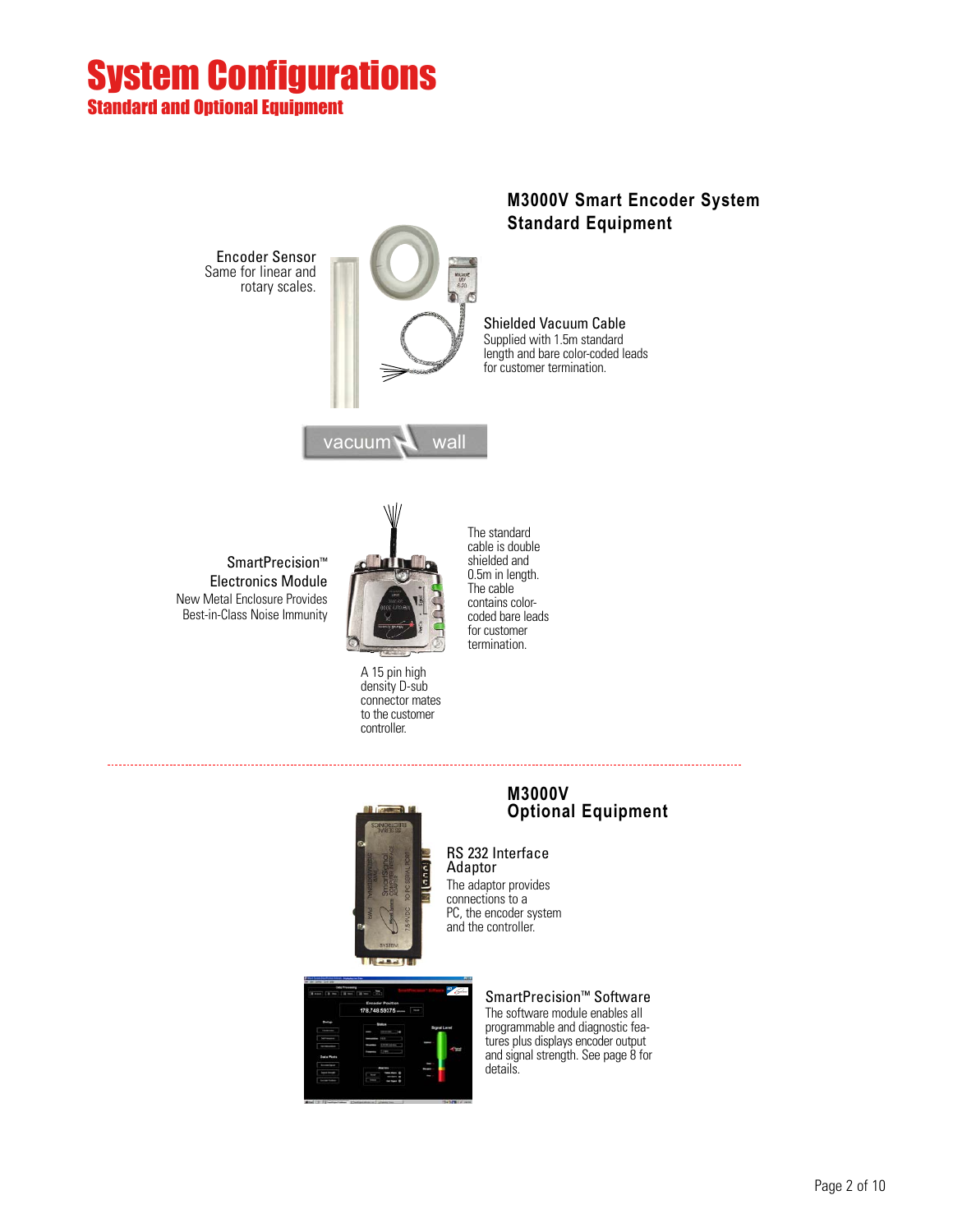// Prefix placeholder: Extract page 2 text

# System Configurations

## Standard and Optional Equipment

### M3000V Smart Encoder System Standard Equipment

**Encoder Sensor**
Same for linear and rotary scales.

**Shielded Vacuum Cable**
Supplied with 1.5m standard length and bare color-coded leads for customer termination.

vacuum wall

**SmartPrecision™ Electronics Module**
New Metal Enclosure Provides Best-in-Class Noise Immunity

The standard cable is double shielded and 0.5m in length. The cable contains color-coded bare leads for customer termination.

A 15 pin high density D-sub connector mates to the customer controller.

---

### M3000V Optional Equipment

**RS 232 Interface Adaptor**
The adaptor provides connections to a PC, the encoder system and the controller.

**SmartPrecision™ Software**
The software module enables all programmable and diagnostic features plus displays encoder output and signal strength. See page 8 for details.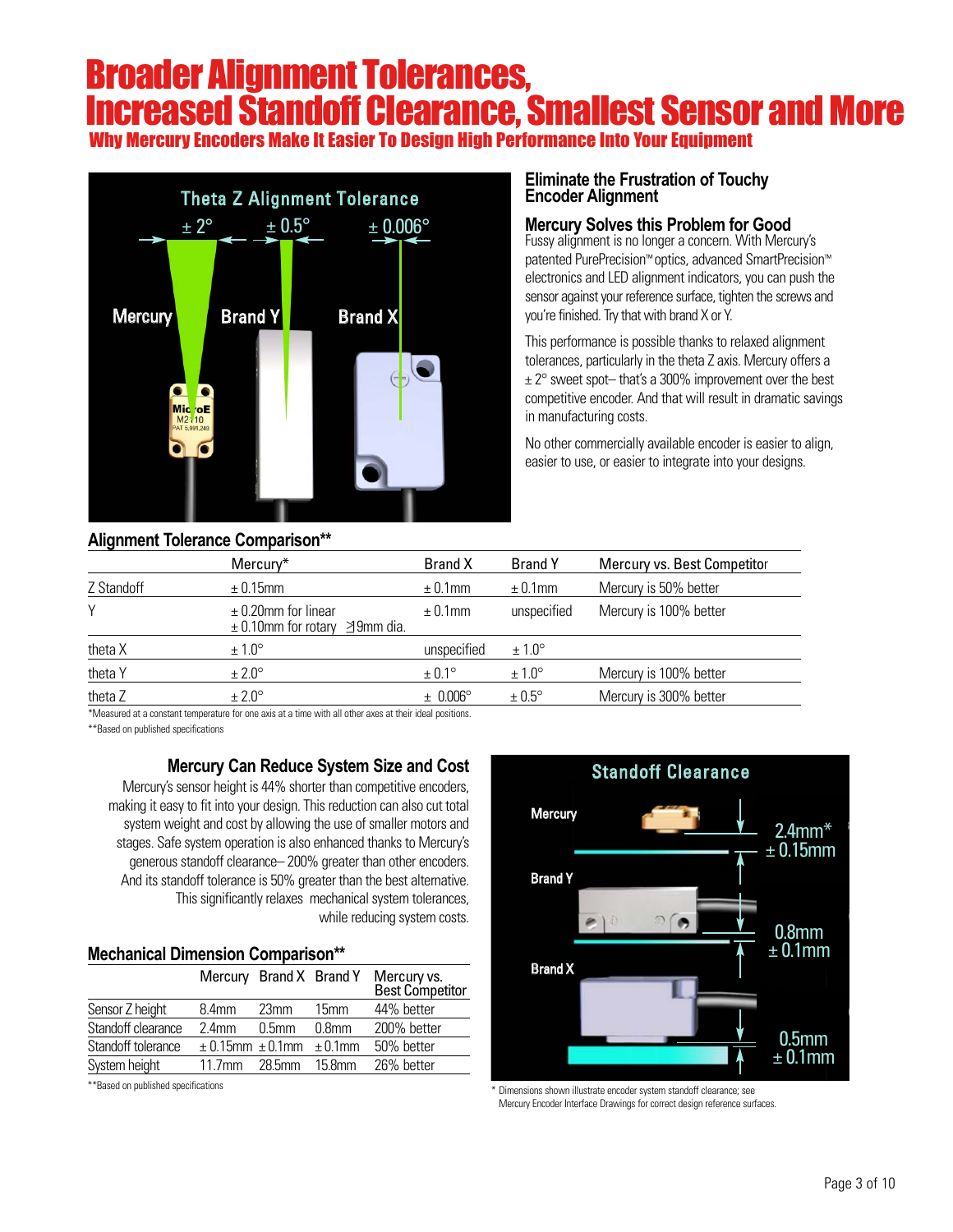# Broader Alignment Tolerances, Increased Standoff Clearance, Smallest Sensor and More

## Why Mercury Encoders Make It Easier To Design High Performance Into Your Equipment

### Eliminate the Frustration of Touchy Encoder Alignment

### Mercury Solves this Problem for Good

Fussy alignment is no longer a concern. With Mercury's patented PurePrecision™ optics, advanced SmartPrecision™ electronics and LED alignment indicators, you can push the sensor against your reference surface, tighten the screws and you're finished. Try that with brand X or Y.

This performance is possible thanks to relaxed alignment tolerances, particularly in the theta Z axis. Mercury offers a ± 2° sweet spot– that's a 300% improvement over the best competitive encoder. And that will result in dramatic savings in manufacturing costs.

No other commercially available encoder is easier to align, easier to use, or easier to integrate into your designs.

### Alignment Tolerance Comparison**

| | Mercury* | Brand X | Brand Y | Mercury vs. Best Competitor |
|---|---|---|---|---|
| Z Standoff | ± 0.15mm | ± 0.1mm | ± 0.1mm | Mercury is 50% better |
| Y | ± 0.20mm for linear<br>± 0.10mm for rotary ≥19mm dia. | ± 0.1mm | unspecified | Mercury is 100% better |
| theta X | ± 1.0° | unspecified | ± 1.0° | |
| theta Y | ± 2.0° | ± 0.1° | ± 1.0° | Mercury is 100% better |
| theta Z | ± 2.0° | ± 0.006° | ± 0.5° | Mercury is 300% better |

*Measured at a constant temperature for one axis at a time with all other axes at their ideal positions.

**Based on published specifications

### Mercury Can Reduce System Size and Cost

Mercury's sensor height is 44% shorter than competitive encoders, making it easy to fit into your design. This reduction can also cut total system weight and cost by allowing the use of smaller motors and stages. Safe system operation is also enhanced thanks to Mercury's generous standoff clearance– 200% greater than other encoders. And its standoff tolerance is 50% greater than the best alternative. This significantly relaxes mechanical system tolerances, while reducing system costs.

### Mechanical Dimension Comparison**

| | Mercury | Brand X | Brand Y | Mercury vs. Best Competitor |
|---|---|---|---|---|
| Sensor Z height | 8.4mm | 23mm | 15mm | 44% better |
| Standoff clearance | 2.4mm | 0.5mm | 0.8mm | 200% better |
| Standoff tolerance | ± 0.15mm | ± 0.1mm | ± 0.1mm | 50% better |
| System height | 11.7mm | 28.5mm | 15.8mm | 26% better |

**Based on published specifications

* Dimensions shown illustrate encoder system standoff clearance; see Mercury Encoder Interface Drawings for correct design reference surfaces.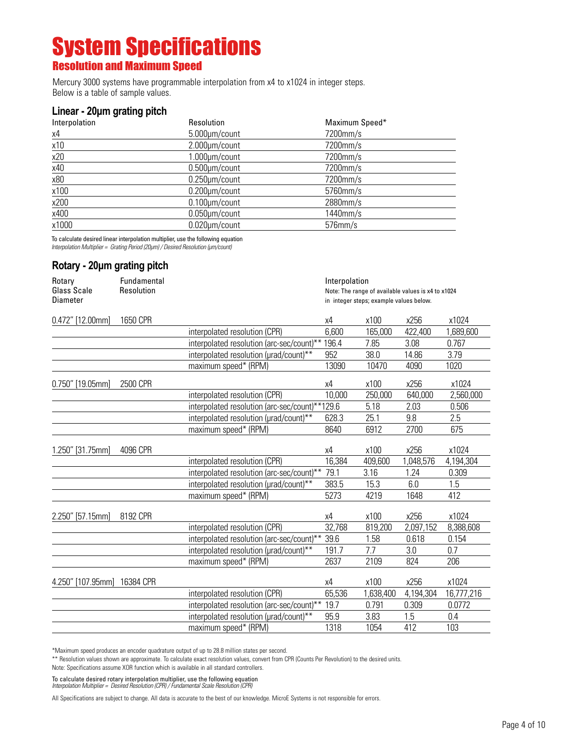# System Specifications

## Resolution and Maximum Speed

Mercury 3000 systems have programmable interpolation from x4 to x1024 in integer steps.
Below is a table of sample values.

### Linear - 20µm grating pitch

| Interpolation | Resolution | Maximum Speed* |
|---|---|---|
| x4 | 5.000µm/count | 7200mm/s |
| x10 | 2.000µm/count | 7200mm/s |
| x20 | 1.000µm/count | 7200mm/s |
| x40 | 0.500µm/count | 7200mm/s |
| x80 | 0.250µm/count | 7200mm/s |
| x100 | 0.200µm/count | 5760mm/s |
| x200 | 0.100µm/count | 2880mm/s |
| x400 | 0.050µm/count | 1440mm/s |
| x1000 | 0.020µm/count | 576mm/s |

To calculate desired linear interpolation multiplier, use the following equation
*Interpolation Multiplier = Grating Period (20µm) / Desired Resolution (µm/count)*

### Rotary - 20µm grating pitch

Interpolation — Note: The range of available values is x4 to x1024 in integer steps; example values below.

| Rotary Glass Scale Diameter | Fundamental Resolution | | x4 | x100 | x256 | x1024 |
|---|---|---|---|---|---|---|
| 0.472" [12.00mm] | 1650 CPR | | x4 | x100 | x256 | x1024 |
| | | interpolated resolution (CPR) | 6,600 | 165,000 | 422,400 | 1,689,600 |
| | | interpolated resolution (arc-sec/count)** | 196.4 | 7.85 | 3.08 | 0.767 |
| | | interpolated resolution (µrad/count)** | 952 | 38.0 | 14.86 | 3.79 |
| | | maximum speed* (RPM) | 13090 | 10470 | 4090 | 1020 |
| 0.750" [19.05mm] | 2500 CPR | | x4 | x100 | x256 | x1024 |
| | | interpolated resolution (CPR) | 10,000 | 250,000 | 640,000 | 2,560,000 |
| | | interpolated resolution (arc-sec/count)** | 129.6 | 5.18 | 2.03 | 0.506 |
| | | interpolated resolution (µrad/count)** | 628.3 | 25.1 | 9.8 | 2.5 |
| | | maximum speed* (RPM) | 8640 | 6912 | 2700 | 675 |
| 1.250" [31.75mm] | 4096 CPR | | x4 | x100 | x256 | x1024 |
| | | interpolated resolution (CPR) | 16,384 | 409,600 | 1,048,576 | 4,194,304 |
| | | interpolated resolution (arc-sec/count)** | 79.1 | 3.16 | 1.24 | 0.309 |
| | | interpolated resolution (µrad/count)** | 383.5 | 15.3 | 6.0 | 1.5 |
| | | maximum speed* (RPM) | 5273 | 4219 | 1648 | 412 |
| 2.250" [57.15mm] | 8192 CPR | | x4 | x100 | x256 | x1024 |
| | | interpolated resolution (CPR) | 32,768 | 819,200 | 2,097,152 | 8,388,608 |
| | | interpolated resolution (arc-sec/count)** | 39.6 | 1.58 | 0.618 | 0.154 |
| | | interpolated resolution (µrad/count)** | 191.7 | 7.7 | 3.0 | 0.7 |
| | | maximum speed* (RPM) | 2637 | 2109 | 824 | 206 |
| 4.250" [107.95mm] | 16384 CPR | | x4 | x100 | x256 | x1024 |
| | | interpolated resolution (CPR) | 65,536 | 1,638,400 | 4,194,304 | 16,777,216 |
| | | interpolated resolution (arc-sec/count)** | 19.7 | 0.791 | 0.309 | 0.0772 |
| | | interpolated resolution (µrad/count)** | 95.9 | 3.83 | 1.5 | 0.4 |
| | | maximum speed* (RPM) | 1318 | 1054 | 412 | 103 |

*Maximum speed produces an encoder quadrature output of up to 28.8 million states per second.

** Resolution values shown are approximate. To calculate exact resolution values, convert from CPR (Counts Per Revolution) to the desired units.

Note: Specifications assume XOR function which is available in all standard controllers.

To calculate desired rotary interpolation multiplier, use the following equation
*Interpolation Multiplier = Desired Resolution (CPR) / Fundamental Scale Resolution (CPR)*

All Specifications are subject to change. All data is accurate to the best of our knowledge. MicroE Systems is not responsible for errors.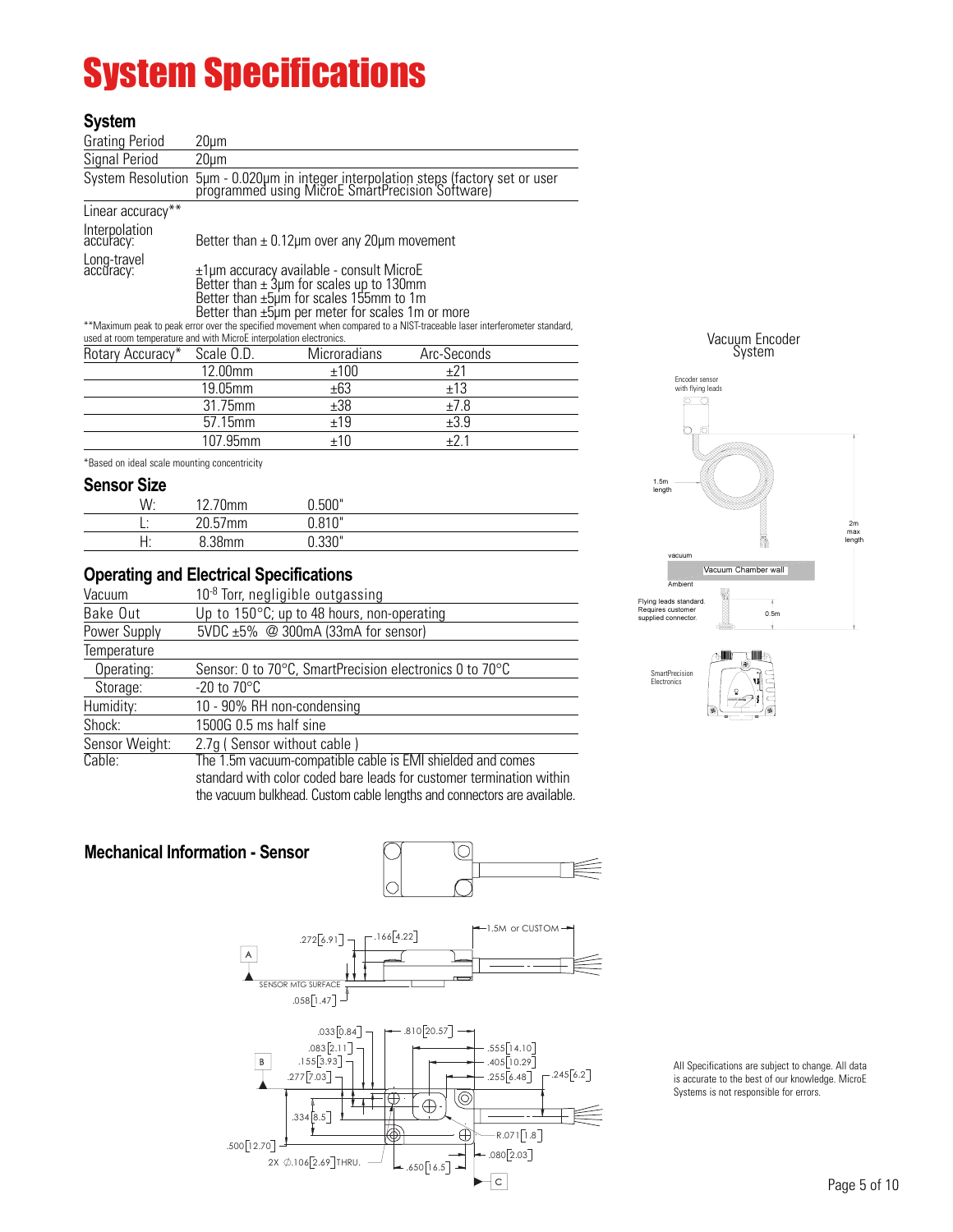# System Specifications

## System

| | |
|---|---|
| Grating Period | 20µm |
| Signal Period | 20µm |
| System Resolution | 5µm - 0.020µm in integer interpolation steps (factory set or user programmed using MicroE SmartPrecision Software) |

Linear accuracy**

| | |
|---|---|
| Interpolation accuracy: | Better than ± 0.12µm over any 20µm movement |
| Long-travel accuracy: | ±1µm accuracy available - consult MicroE<br>Better than ± 3µm for scales up to 130mm<br>Better than ±5µm for scales 155mm to 1m<br>Better than ±5µm per meter for scales 1m or more |

**Maximum peak to peak error over the specified movement when compared to a NIST-traceable laser interferometer standard, used at room temperature and with MicroE interpolation electronics.

| Rotary Accuracy* | Scale O.D. | Microradians | Arc-Seconds |
|---|---|---|---|
| | 12.00mm | ±100 | ±21 |
| | 19.05mm | ±63 | ±13 |
| | 31.75mm | ±38 | ±7.8 |
| | 57.15mm | ±19 | ±3.9 |
| | 107.95mm | ±10 | ±2.1 |

*Based on ideal scale mounting concentricity

## Sensor Size

| | | |
|---|---|---|
| W: | 12.70mm | 0.500" |
| L: | 20.57mm | 0.810" |
| H: | 8.38mm | 0.330" |

## Operating and Electrical Specifications

| | |
|---|---|
| Vacuum | $10^{-8}$ Torr, negligible outgassing |
| Bake Out | Up to 150°C; up to 48 hours, non-operating |
| Power Supply | 5VDC ±5% @ 300mA (33mA for sensor) |
| Temperature | |
| Operating: | Sensor: 0 to 70°C, SmartPrecision electronics 0 to 70°C |
| Storage: | -20 to 70°C |
| Humidity: | 10 - 90% RH non-condensing |
| Shock: | 1500G 0.5 ms half sine |
| Sensor Weight: | 2.7g ( Sensor without cable ) |
| Cable: | The 1.5m vacuum-compatible cable is EMI shielded and comes standard with color coded bare leads for customer termination within the vacuum bulkhead. Custom cable lengths and connectors are available. |

Vacuum Encoder System

Encoder sensor with flying leads

1.5m length

2m max length

vacuum

Vacuum Chamber wall

Ambient

Flying leads standard. Requires customer supplied connector.

0.5m

SmartPrecision Electronics

## Mechanical Information - Sensor

A

SENSOR MTG SURFACE

.272[6.91] .166[4.22] 1.5M or CUSTOM .058[1.47]

B

.033[0.84] .083[2.11] .155[3.93] .277[7.03] .334[8.5] .500[12.70] 2X ∅.106[2.69]THRU.

.810[20.57] .555[14.10] .405[10.29] .255[6.48] .245[6.2] R.071[1.8] .080[2.03] .650[16.5]

C

All Specifications are subject to change. All data is accurate to the best of our knowledge. MicroE Systems is not responsible for errors.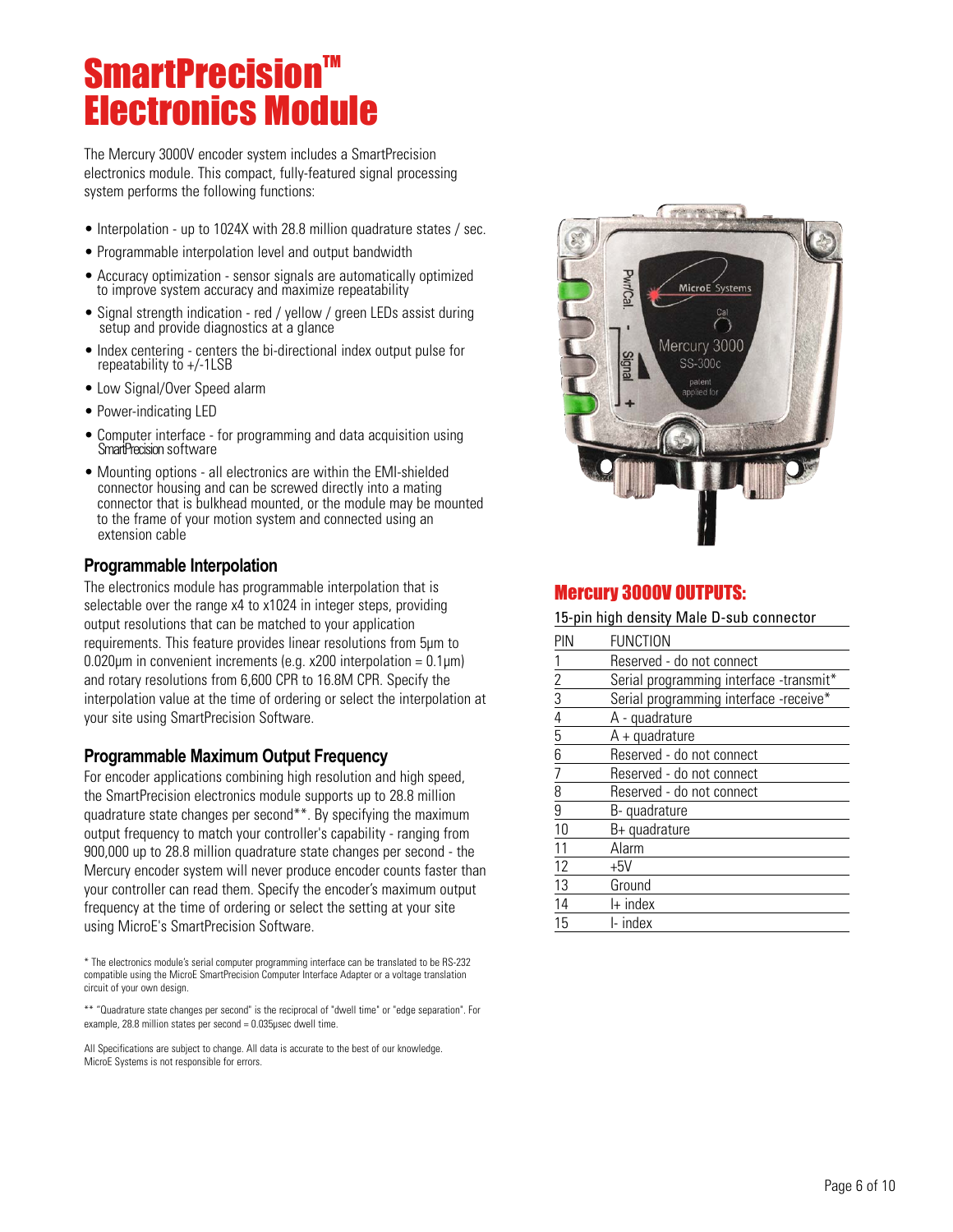# SmartPrecision™ Electronics Module

The Mercury 3000V encoder system includes a SmartPrecision electronics module. This compact, fully-featured signal processing system performs the following functions:

- Interpolation - up to 1024X with 28.8 million quadrature states / sec.
- Programmable interpolation level and output bandwidth
- Accuracy optimization - sensor signals are automatically optimized to improve system accuracy and maximize repeatability
- Signal strength indication - red / yellow / green LEDs assist during setup and provide diagnostics at a glance
- Index centering - centers the bi-directional index output pulse for repeatability to +/-1LSB
- Low Signal/Over Speed alarm
- Power-indicating LED
- Computer interface - for programming and data acquisition using SmartPrecision software
- Mounting options - all electronics are within the EMI-shielded connector housing and can be screwed directly into a mating connector that is bulkhead mounted, or the module may be mounted to the frame of your motion system and connected using an extension cable

### Programmable Interpolation

The electronics module has programmable interpolation that is selectable over the range x4 to x1024 in integer steps, providing output resolutions that can be matched to your application requirements. This feature provides linear resolutions from 5µm to 0.020µm in convenient increments (e.g. x200 interpolation = 0.1µm) and rotary resolutions from 6,600 CPR to 16.8M CPR. Specify the interpolation value at the time of ordering or select the interpolation at your site using SmartPrecision Software.

### Programmable Maximum Output Frequency

For encoder applications combining high resolution and high speed, the SmartPrecision electronics module supports up to 28.8 million quadrature state changes per second**. By specifying the maximum output frequency to match your controller's capability - ranging from 900,000 up to 28.8 million quadrature state changes per second - the Mercury encoder system will never produce encoder counts faster than your controller can read them. Specify the encoder's maximum output frequency at the time of ordering or select the setting at your site using MicroE's SmartPrecision Software.

* The electronics module's serial computer programming interface can be translated to be RS-232 compatible using the MicroE SmartPrecision Computer Interface Adapter or a voltage translation circuit of your own design.

** "Quadrature state changes per second" is the reciprocal of "dwell time" or "edge separation". For example, 28.8 million states per second = 0.035µsec dwell time.

All Specifications are subject to change. All data is accurate to the best of our knowledge. MicroE Systems is not responsible for errors.

## Mercury 3000V OUTPUTS:

15-pin high density Male D-sub connector

| PIN | FUNCTION |
|---|---|
| 1 | Reserved - do not connect |
| 2 | Serial programming interface -transmit* |
| 3 | Serial programming interface -receive* |
| 4 | A - quadrature |
| 5 | A + quadrature |
| 6 | Reserved - do not connect |
| 7 | Reserved - do not connect |
| 8 | Reserved - do not connect |
| 9 | B- quadrature |
| 10 | B+ quadrature |
| 11 | Alarm |
| 12 | +5V |
| 13 | Ground |
| 14 | I+ index |
| 15 | I- index |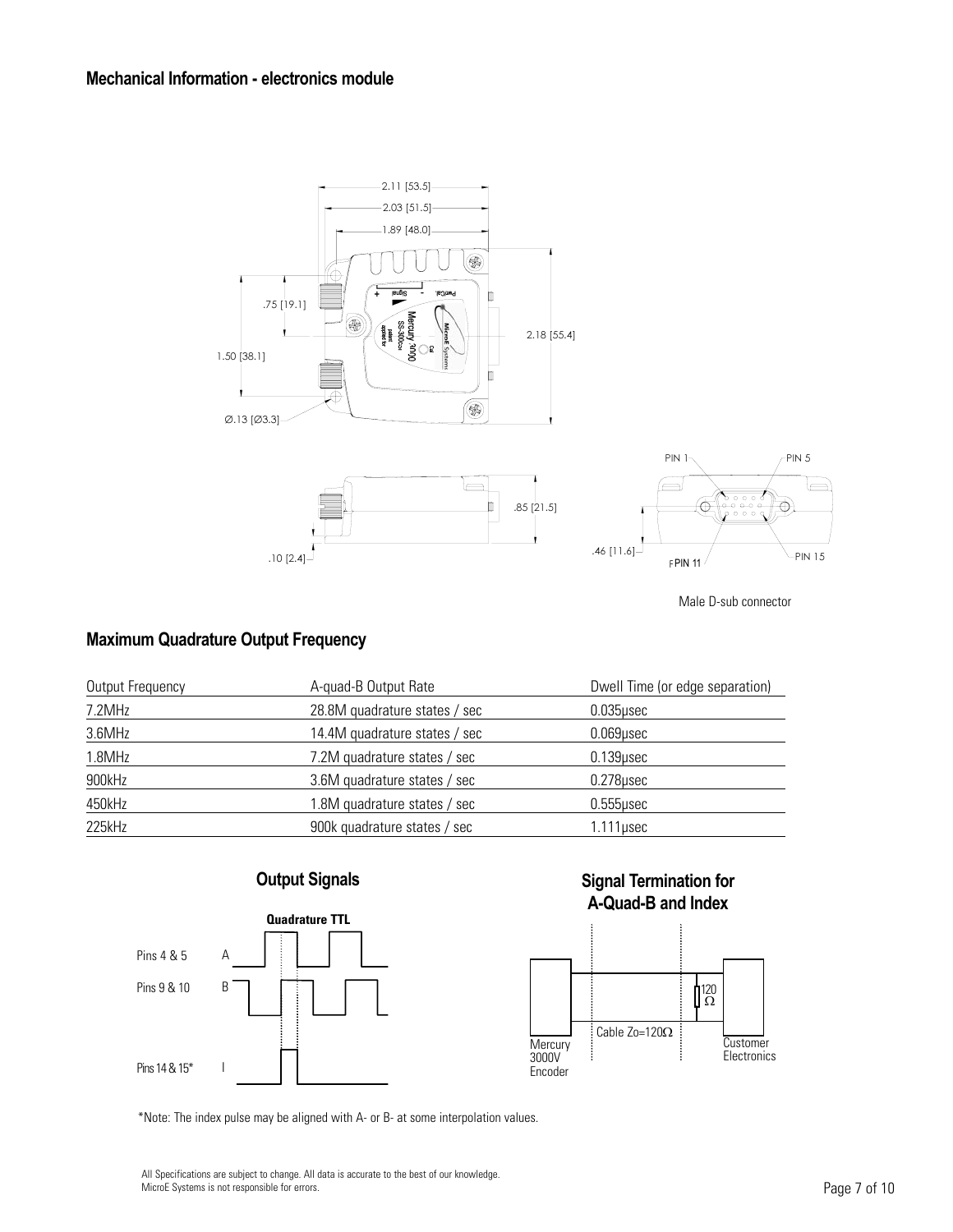## Mechanical Information - electronics module

2.11 [53.5]

2.03 [51.5]

1.89 [48.0]

.75 [19.1]

1.50 [38.1]

2.18 [55.4]

Ø.13 [Ø3.3]

.85 [21.5]

.10 [2.4]

.46 [11.6]

PIN 1

PIN 5

PIN 11

PIN 15

Male D-sub connector

## Maximum Quadrature Output Frequency

| Output Frequency | A-quad-B Output Rate | Dwell Time (or edge separation) |
|---|---|---|
| 7.2MHz | 28.8M quadrature states / sec | 0.035μsec |
| 3.6MHz | 14.4M quadrature states / sec | 0.069μsec |
| 1.8MHz | 7.2M quadrature states / sec | 0.139μsec |
| 900kHz | 3.6M quadrature states / sec | 0.278μsec |
| 450kHz | 1.8M quadrature states / sec | 0.555μsec |
| 225kHz | 900k quadrature states / sec | 1.111μsec |

## Output Signals

**Quadrature TTL**

Pins 4 & 5 A

Pins 9 & 10 B

Pins 14 & 15* I

## Signal Termination for A-Quad-B and Index

Mercury 3000V Encoder

Cable Zo=120Ω

120 Ω

Customer Electronics

*Note: The index pulse may be aligned with A- or B- at some interpolation values.

All Specifications are subject to change. All data is accurate to the best of our knowledge.
MicroE Systems is not responsible for errors.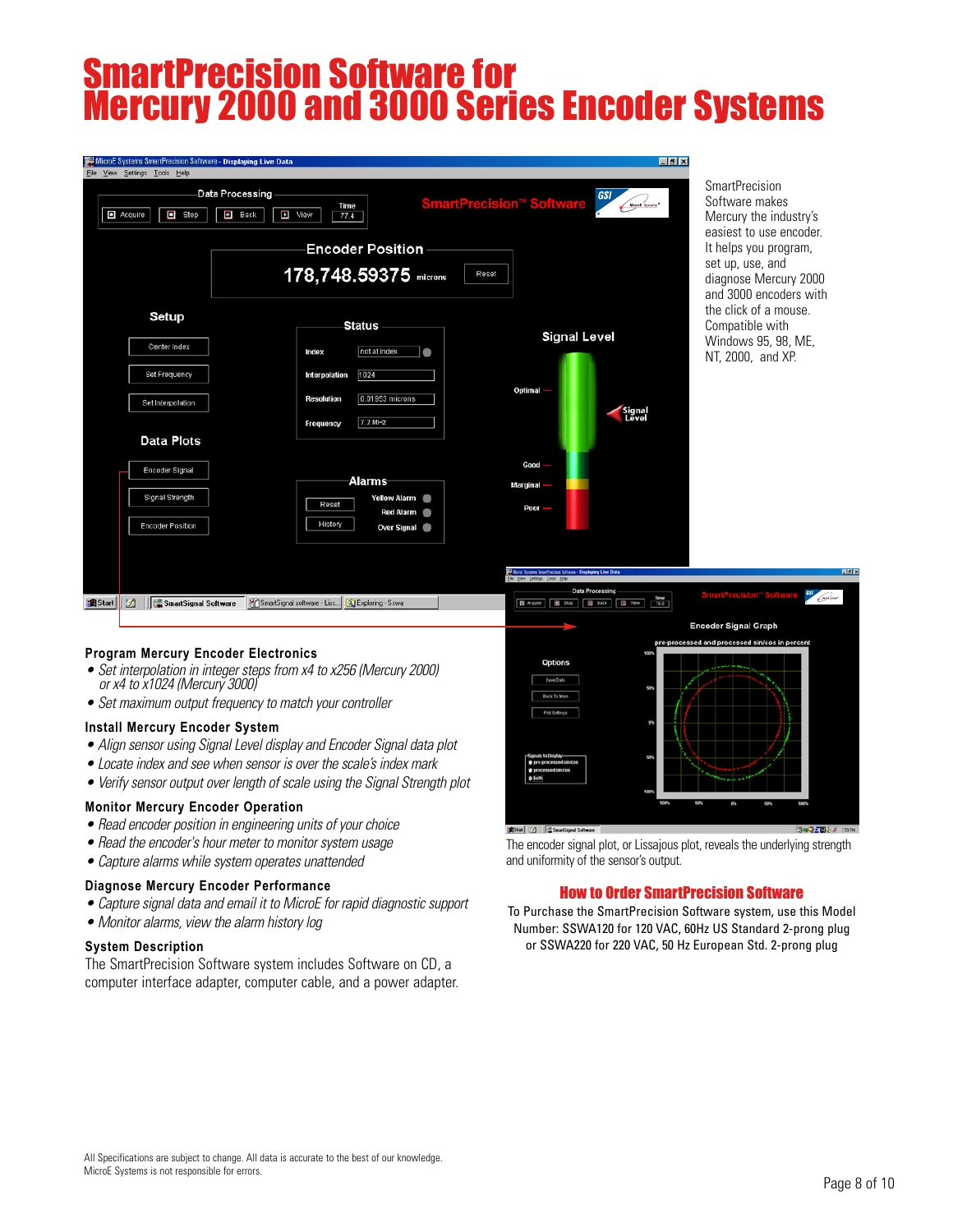# SmartPrecision Software for Mercury 2000 and 3000 Series Encoder Systems

SmartPrecision Software makes Mercury the industry's easiest to use encoder. It helps you program, set up, use, and diagnose Mercury 2000 and 3000 encoders with the click of a mouse. Compatible with Windows 95, 98, ME, NT, 2000, and XP.

### Program Mercury Encoder Electronics

- *Set interpolation in integer steps from x4 to x256 (Mercury 2000) or x4 to x1024 (Mercury 3000)*
- *Set maximum output frequency to match your controller*

### Install Mercury Encoder System

- *Align sensor using Signal Level display and Encoder Signal data plot*
- *Locate index and see when sensor is over the scale's index mark*
- *Verify sensor output over length of scale using the Signal Strength plot*

### Monitor Mercury Encoder Operation

- *Read encoder position in engineering units of your choice*
- *Read the encoder's hour meter to monitor system usage*
- *Capture alarms while system operates unattended*

### Diagnose Mercury Encoder Performance

- *Capture signal data and email it to MicroE for rapid diagnostic support*
- *Monitor alarms, view the alarm history log*

### System Description

The SmartPrecision Software system includes Software on CD, a computer interface adapter, computer cable, and a power adapter.

The encoder signal plot, or Lissajous plot, reveals the underlying strength and uniformity of the sensor's output.

## How to Order SmartPrecision Software

To Purchase the SmartPrecision Software system, use this Model Number: SSWA120 for 120 VAC, 60Hz US Standard 2-prong plug or SSWA220 for 220 VAC, 50 Hz European Std. 2-prong plug

All Specifications are subject to change. All data is accurate to the best of our knowledge. MicroE Systems is not responsible for errors.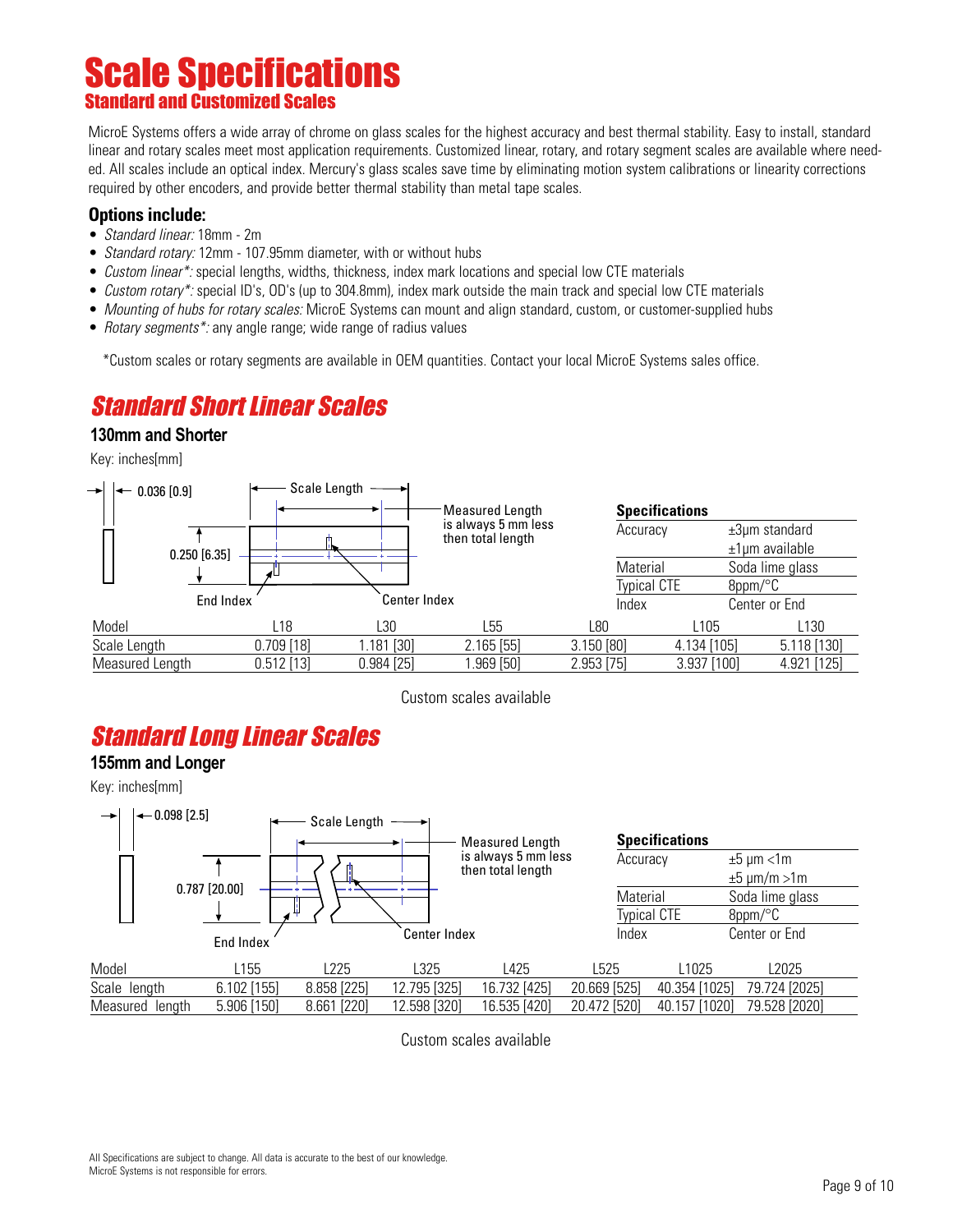# Scale Specifications

## Standard and Customized Scales

MicroE Systems offers a wide array of chrome on glass scales for the highest accuracy and best thermal stability. Easy to install, standard linear and rotary scales meet most application requirements. Customized linear, rotary, and rotary segment scales are available where needed. All scales include an optical index. Mercury's glass scales save time by eliminating motion system calibrations or linearity corrections required by other encoders, and provide better thermal stability than metal tape scales.

### Options include:

- *Standard linear:* 18mm - 2m
- *Standard rotary:* 12mm - 107.95mm diameter, with or without hubs
- *Custom linear*:* special lengths, widths, thickness, index mark locations and special low CTE materials
- *Custom rotary*:* special ID's, OD's (up to 304.8mm), index mark outside the main track and special low CTE materials
- *Mounting of hubs for rotary scales:* MicroE Systems can mount and align standard, custom, or customer-supplied hubs
- *Rotary segments*:* any angle range; wide range of radius values

*Custom scales or rotary segments are available in OEM quantities. Contact your local MicroE Systems sales office.

## *Standard Short Linear Scales*

### 130mm and Shorter

Key: inches[mm]

0.036 [0.9] — Scale Length — 0.250 [6.35] — End Index — Center Index

Measured Length is always 5 mm less then total length

| Specifications | |
|---|---|
| Accuracy | ±3µm standard<br>±1µm available |
| Material | Soda lime glass |
| Typical CTE | 8ppm/°C |
| Index | Center or End |

| Model | L18 | L30 | L55 | L80 | L105 | L130 |
|---|---|---|---|---|---|---|
| Scale Length | 0.709 [18] | 1.181 [30] | 2.165 [55] | 3.150 [80] | 4.134 [105] | 5.118 [130] |
| Measured Length | 0.512 [13] | 0.984 [25] | 1.969 [50] | 2.953 [75] | 3.937 [100] | 4.921 [125] |

Custom scales available

## *Standard Long Linear Scales*

### 155mm and Longer

Key: inches[mm]

0.098 [2.5] — Scale Length — 0.787 [20.00] — End Index — Center Index

Measured Length is always 5 mm less then total length

| Specifications | |
|---|---|
| Accuracy | ±5 µm <1m<br>±5 µm/m >1m |
| Material | Soda lime glass |
| Typical CTE | 8ppm/°C |
| Index | Center or End |

| Model | L155 | L225 | L325 | L425 | L525 | L1025 | L2025 |
|---|---|---|---|---|---|---|---|
| Scale length | 6.102 [155] | 8.858 [225] | 12.795 [325] | 16.732 [425] | 20.669 [525] | 40.354 [1025] | 79.724 [2025] |
| Measured length | 5.906 [150] | 8.661 [220] | 12.598 [320] | 16.535 [420] | 20.472 [520] | 40.157 [1020] | 79.528 [2020] |

Custom scales available

All Specifications are subject to change. All data is accurate to the best of our knowledge.
MicroE Systems is not responsible for errors.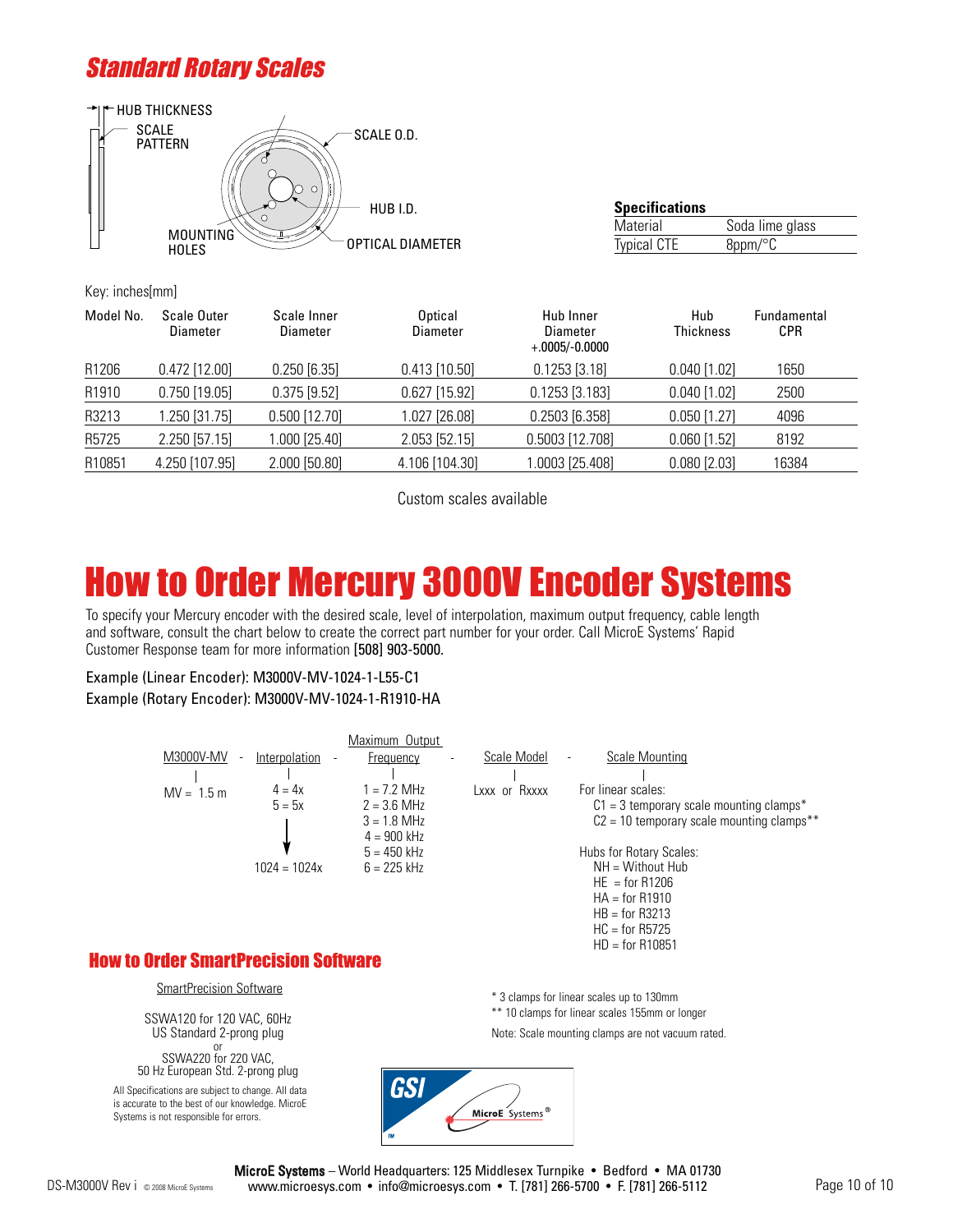## *Standard Rotary Scales*

HUB THICKNESS
SCALE PATTERN
SCALE O.D.
HUB I.D.
MOUNTING HOLES
OPTICAL DIAMETER

| **Specifications** | |
|---|---|
| Material | Soda lime glass |
| Typical CTE | 8ppm/°C |

Key: inches[mm]

| Model No. | Scale Outer Diameter | Scale Inner Diameter | Optical Diameter | Hub Inner Diameter +.0005/-0.0000 | Hub Thickness | Fundamental CPR |
|---|---|---|---|---|---|---|
| R1206 | 0.472 [12.00] | 0.250 [6.35] | 0.413 [10.50] | 0.1253 [3.18] | 0.040 [1.02] | 1650 |
| R1910 | 0.750 [19.05] | 0.375 [9.52] | 0.627 [15.92] | 0.1253 [3.183] | 0.040 [1.02] | 2500 |
| R3213 | 1.250 [31.75] | 0.500 [12.70] | 1.027 [26.08] | 0.2503 [6.358] | 0.050 [1.27] | 4096 |
| R5725 | 2.250 [57.15] | 1.000 [25.40] | 2.053 [52.15] | 0.5003 [12.708] | 0.060 [1.52] | 8192 |
| R10851 | 4.250 [107.95] | 2.000 [50.80] | 4.106 [104.30] | 1.0003 [25.408] | 0.080 [2.03] | 16384 |

Custom scales available

# How to Order Mercury 3000V Encoder Systems

To specify your Mercury encoder with the desired scale, level of interpolation, maximum output frequency, cable length and software, consult the chart below to create the correct part number for your order. Call MicroE Systems' Rapid Customer Response team for more information **[508] 903-5000.**

Example (Linear Encoder): M3000V-MV-1024-1-L55-C1

Example (Rotary Encoder): M3000V-MV-1024-1-R1910-HA

M3000V-MV - Interpolation - Maximum Output Frequency - Scale Model - Scale Mounting

**M3000V-MV**
- MV = 1.5 m

**Interpolation**
- 4 = 4x
- 5 = 5x
- ↓
- 1024 = 1024x

**Maximum Output Frequency**
- 1 = 7.2 MHz
- 2 = 3.6 MHz
- 3 = 1.8 MHz
- 4 = 900 kHz
- 5 = 450 kHz
- 6 = 225 kHz

**Scale Model**
- Lxxx or Rxxxx

**Scale Mounting**

For linear scales:
- C1 = 3 temporary scale mounting clamps*
- C2 = 10 temporary scale mounting clamps**

Hubs for Rotary Scales:
- NH = Without Hub
- HE = for R1206
- HA = for R1910
- HB = for R3213
- HC = for R5725
- HD = for R10851

\* 3 clamps for linear scales up to 130mm

** 10 clamps for linear scales 155mm or longer

Note: Scale mounting clamps are not vacuum rated.

## How to Order SmartPrecision Software

SmartPrecision Software

SSWA120 for 120 VAC, 60Hz
US Standard 2-prong plug
or
SSWA220 for 220 VAC,
50 Hz European Std. 2-prong plug

All Specifications are subject to change. All data is accurate to the best of our knowledge. MicroE Systems is not responsible for errors.

GSI MicroE Systems®

**MicroE Systems** – World Headquarters: 125 Middlesex Turnpike • Bedford • MA 01730
www.microesys.com • info@microesys.com • T. [781] 266-5700 • F. [781] 266-5112

DS-M3000V Rev i © 2008 MicroE Systems